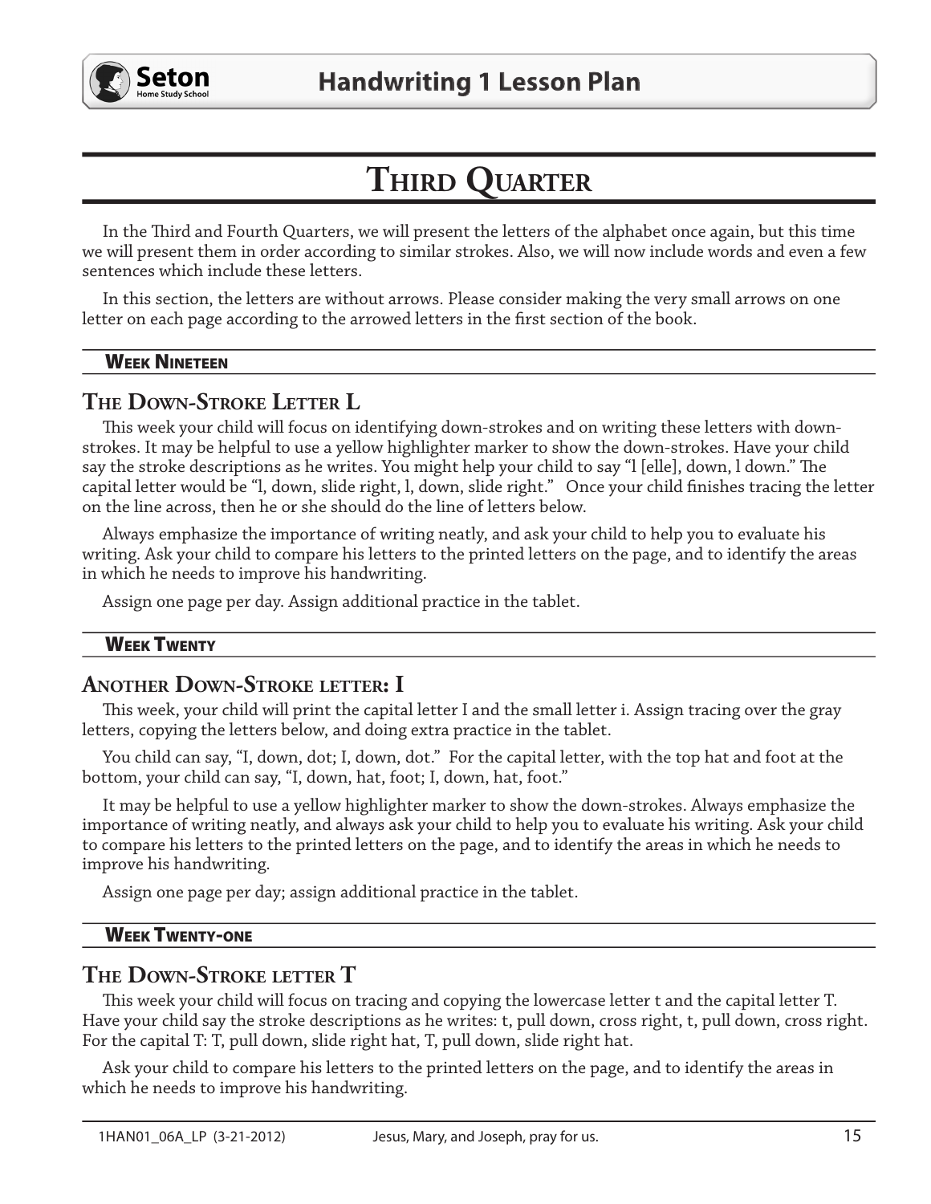# Third Quarter

In the Third and Fourth Quarters, we will present the letters of the alphabet once again, but this time we will present them in order according to similar strokes. Also, we will now include words and even a few sentences which include these letters.

In this section, the letters are without arrows. Please consider making the very small arrows on one letter on each page according to the arrowed letters in the first section of the book.

## Week Nineteen

### The Down-Stroke Letter L

This week your child will focus on identifying down-strokes and on writing these letters with down-strokes. It may be helpful to use a yellow highlighter marker to show the down-strokes. Have your child say the stroke descriptions as he writes. You might help your child to say "l [elle], down, l down." The capital letter would be "l, down, slide right, l, down, slide right." Once your child finishes tracing the letter on the line across, then he or she should do the line of letters below.

Always emphasize the importance of writing neatly, and ask your child to help you to evaluate his writing. Ask your child to compare his letters to the printed letters on the page, and to identify the areas in which he needs to improve his handwriting.

Assign one page per day. Assign additional practice in the tablet.

## Week Twenty

### Another Down-Stroke letter: I

This week, your child will print the capital letter I and the small letter i. Assign tracing over the gray letters, copying the letters below, and doing extra practice in the tablet.

You child can say, "I, down, dot; I, down, dot." For the capital letter, with the top hat and foot at the bottom, your child can say, "I, down, hat, foot; I, down, hat, foot."

It may be helpful to use a yellow highlighter marker to show the down-strokes. Always emphasize the importance of writing neatly, and always ask your child to help you to evaluate his writing. Ask your child to compare his letters to the printed letters on the page, and to identify the areas in which he needs to improve his handwriting.

Assign one page per day; assign additional practice in the tablet.

## Week Twenty-one

### The Down-Stroke letter T

This week your child will focus on tracing and copying the lowercase letter t and the capital letter T. Have your child say the stroke descriptions as he writes: t, pull down, cross right, t, pull down, cross right. For the capital T: T, pull down, slide right hat, T, pull down, slide right hat.

Ask your child to compare his letters to the printed letters on the page, and to identify the areas in which he needs to improve his handwriting.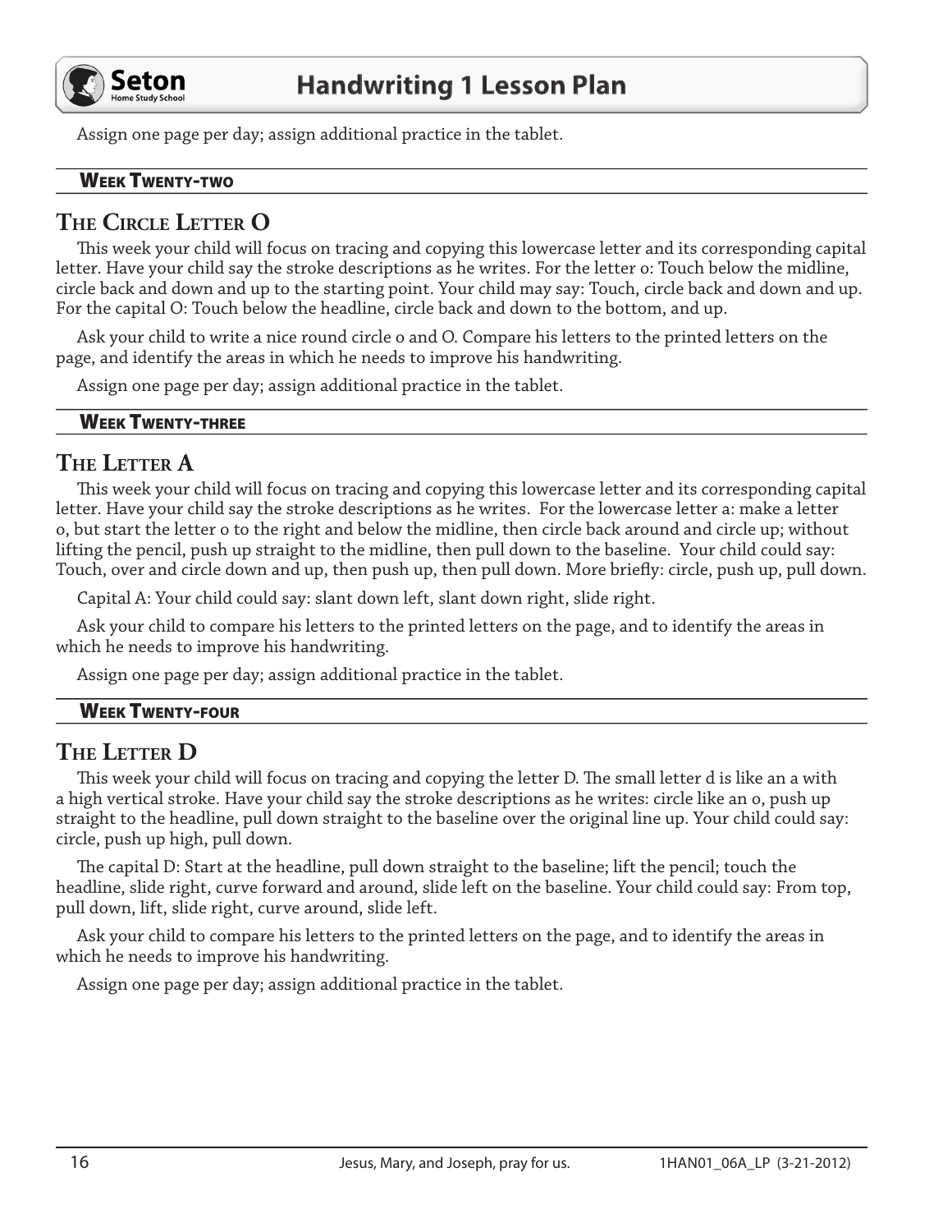Assign one page per day; assign additional practice in the tablet.

## Week Twenty-two

### The Circle Letter O

This week your child will focus on tracing and copying this lowercase letter and its corresponding capital letter. Have your child say the stroke descriptions as he writes. For the letter o: Touch below the midline, circle back and down and up to the starting point. Your child may say: Touch, circle back and down and up. For the capital O: Touch below the headline, circle back and down to the bottom, and up.

Ask your child to write a nice round circle o and O. Compare his letters to the printed letters on the page, and identify the areas in which he needs to improve his handwriting.

Assign one page per day; assign additional practice in the tablet.

## Week Twenty-three

### The Letter A

This week your child will focus on tracing and copying this lowercase letter and its corresponding capital letter. Have your child say the stroke descriptions as he writes. For the lowercase letter a: make a letter o, but start the letter o to the right and below the midline, then circle back around and circle up; without lifting the pencil, push up straight to the midline, then pull down to the baseline. Your child could say: Touch, over and circle down and up, then push up, then pull down. More briefly: circle, push up, pull down.

Capital A: Your child could say: slant down left, slant down right, slide right.

Ask your child to compare his letters to the printed letters on the page, and to identify the areas in which he needs to improve his handwriting.

Assign one page per day; assign additional practice in the tablet.

## Week Twenty-four

### The Letter D

This week your child will focus on tracing and copying the letter D. The small letter d is like an a with a high vertical stroke. Have your child say the stroke descriptions as he writes: circle like an o, push up straight to the headline, pull down straight to the baseline over the original line up. Your child could say: circle, push up high, pull down.

The capital D: Start at the headline, pull down straight to the baseline; lift the pencil; touch the headline, slide right, curve forward and around, slide left on the baseline. Your child could say: From top, pull down, lift, slide right, curve around, slide left.

Ask your child to compare his letters to the printed letters on the page, and to identify the areas in which he needs to improve his handwriting.

Assign one page per day; assign additional practice in the tablet.